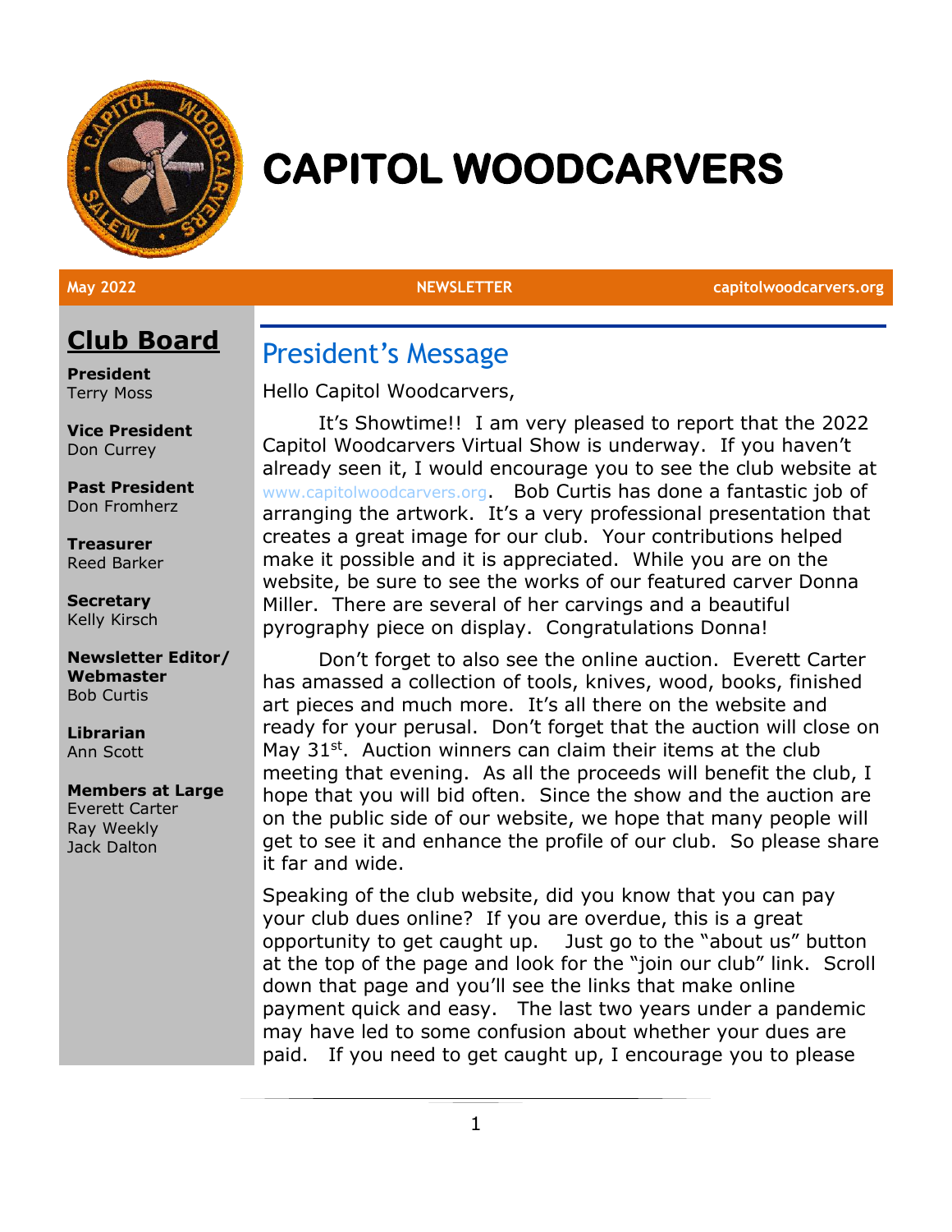# CAPITOL WOODCARVERS

**May 2022** | **NEWSLETTER** | **capitolwoodcarvers.org**

## Club Board

**President**
Terry Moss

**Vice President**
Don Currey

**Past President**
Don Fromherz

**Treasurer**
Reed Barker

**Secretary**
Kelly Kirsch

**Newsletter Editor/ Webmaster**
Bob Curtis

**Librarian**
Ann Scott

**Members at Large**
Everett Carter
Ray Weekly
Jack Dalton

## President's Message

Hello Capitol Woodcarvers,

It's Showtime!! I am very pleased to report that the 2022 Capitol Woodcarvers Virtual Show is underway. If you haven't already seen it, I would encourage you to see the club website at www.capitolwoodcarvers.org. Bob Curtis has done a fantastic job of arranging the artwork. It's a very professional presentation that creates a great image for our club. Your contributions helped make it possible and it is appreciated. While you are on the website, be sure to see the works of our featured carver Donna Miller. There are several of her carvings and a beautiful pyrography piece on display. Congratulations Donna!

Don't forget to also see the online auction. Everett Carter has amassed a collection of tools, knives, wood, books, finished art pieces and much more. It's all there on the website and ready for your perusal. Don't forget that the auction will close on May 31st. Auction winners can claim their items at the club meeting that evening. As all the proceeds will benefit the club, I hope that you will bid often. Since the show and the auction are on the public side of our website, we hope that many people will get to see it and enhance the profile of our club. So please share it far and wide.

Speaking of the club website, did you know that you can pay your club dues online? If you are overdue, this is a great opportunity to get caught up. Just go to the "about us" button at the top of the page and look for the "join our club" link. Scroll down that page and you'll see the links that make online payment quick and easy. The last two years under a pandemic may have led to some confusion about whether your dues are paid. If you need to get caught up, I encourage you to please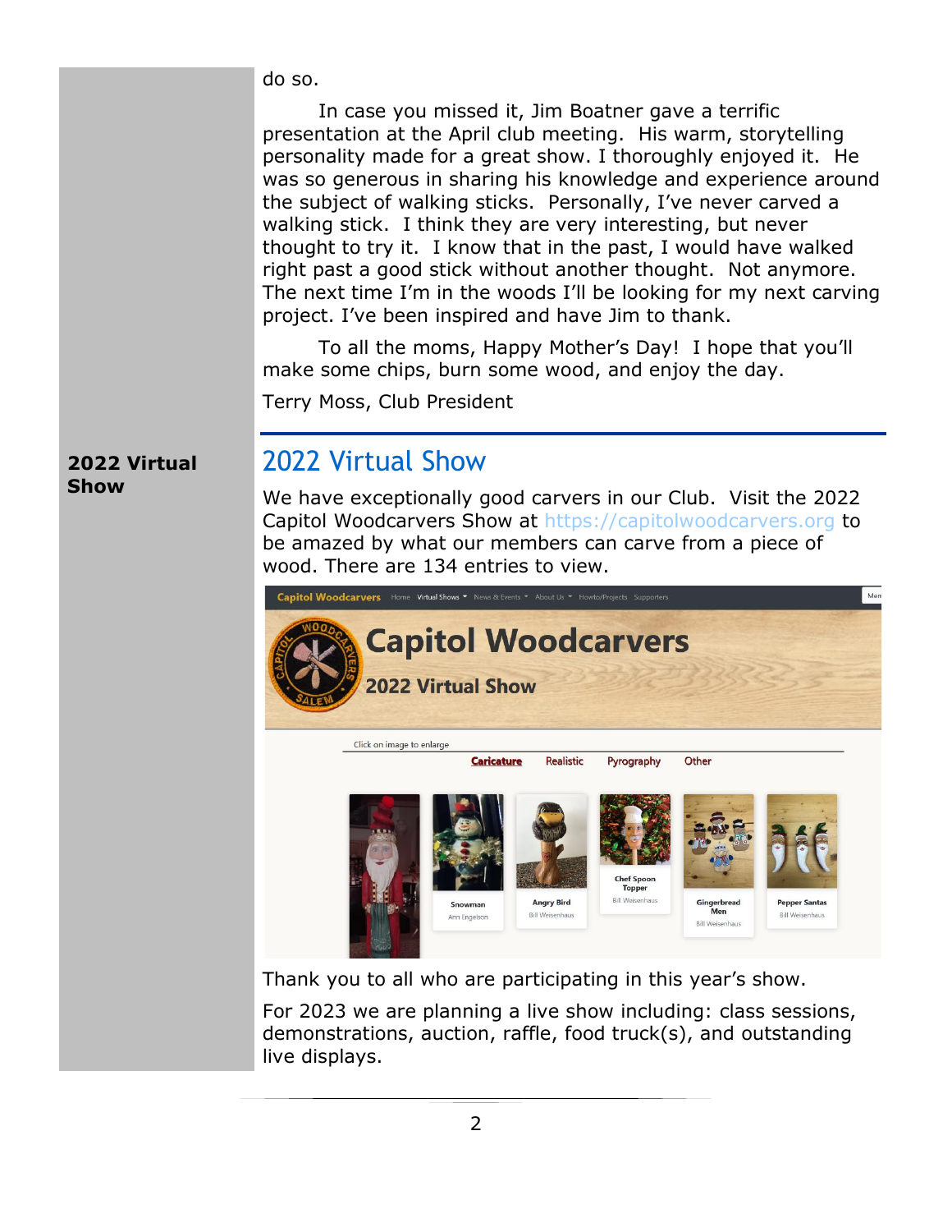do so.

In case you missed it, Jim Boatner gave a terrific presentation at the April club meeting. His warm, storytelling personality made for a great show. I thoroughly enjoyed it. He was so generous in sharing his knowledge and experience around the subject of walking sticks. Personally, I've never carved a walking stick. I think they are very interesting, but never thought to try it. I know that in the past, I would have walked right past a good stick without another thought. Not anymore. The next time I'm in the woods I'll be looking for my next carving project. I've been inspired and have Jim to thank.

To all the moms, Happy Mother's Day! I hope that you'll make some chips, burn some wood, and enjoy the day.

Terry Moss, Club President

## 2022 Virtual Show

We have exceptionally good carvers in our Club. Visit the 2022 Capitol Woodcarvers Show at https://capitolwoodcarvers.org to be amazed by what our members can carve from a piece of wood. There are 134 entries to view.

Thank you to all who are participating in this year's show.

For 2023 we are planning a live show including: class sessions, demonstrations, auction, raffle, food truck(s), and outstanding live displays.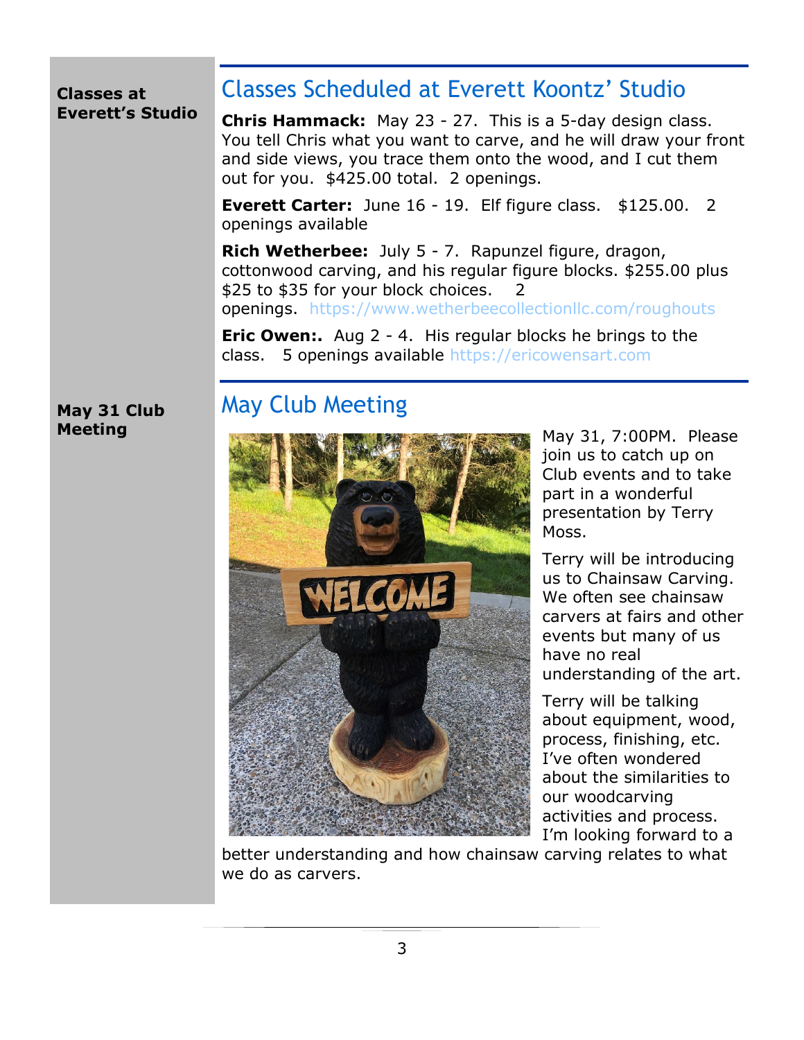**Classes at Everett's Studio**

## Classes Scheduled at Everett Koontz' Studio

**Chris Hammack:** May 23 - 27. This is a 5-day design class. You tell Chris what you want to carve, and he will draw your front and side views, you trace them onto the wood, and I cut them out for you. $425.00 total. 2 openings.

**Everett Carter:** June 16 - 19. Elf figure class. $125.00. 2 openings available

**Rich Wetherbee:** July 5 - 7. Rapunzel figure, dragon, cottonwood carving, and his regular figure blocks. $255.00 plus $25 to $35 for your block choices. 2 openings. https://www.wetherbeecollectionllc.com/roughouts

**Eric Owen:.** Aug 2 - 4. His regular blocks he brings to the class. 5 openings available https://ericowensart.com

**May 31 Club Meeting**

## May Club Meeting

May 31, 7:00PM. Please join us to catch up on Club events and to take part in a wonderful presentation by Terry Moss.

Terry will be introducing us to Chainsaw Carving. We often see chainsaw carvers at fairs and other events but many of us have no real understanding of the art.

Terry will be talking about equipment, wood, process, finishing, etc. I've often wondered about the similarities to our woodcarving activities and process. I'm looking forward to a better understanding and how chainsaw carving relates to what we do as carvers.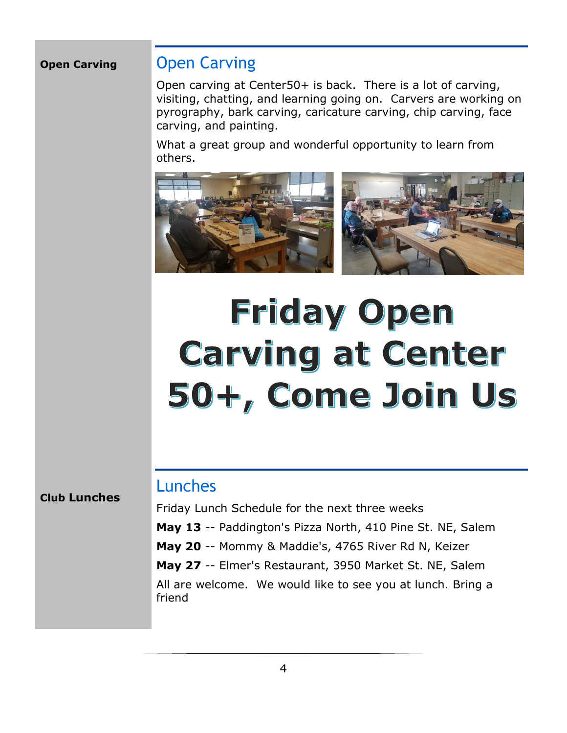**Open Carving**

## Open Carving

Open carving at Center50+ is back. There is a lot of carving, visiting, chatting, and learning going on. Carvers are working on pyrography, bark carving, caricature carving, chip carving, face carving, and painting.

What a great group and wonderful opportunity to learn from others.

# Friday Open Carving at Center 50+, Come Join Us

**Club Lunches**

## Lunches

Friday Lunch Schedule for the next three weeks

**May 13** -- Paddington's Pizza North, 410 Pine St. NE, Salem

**May 20** -- Mommy & Maddie's, 4765 River Rd N, Keizer

**May 27** -- Elmer's Restaurant, 3950 Market St. NE, Salem

All are welcome. We would like to see you at lunch. Bring a friend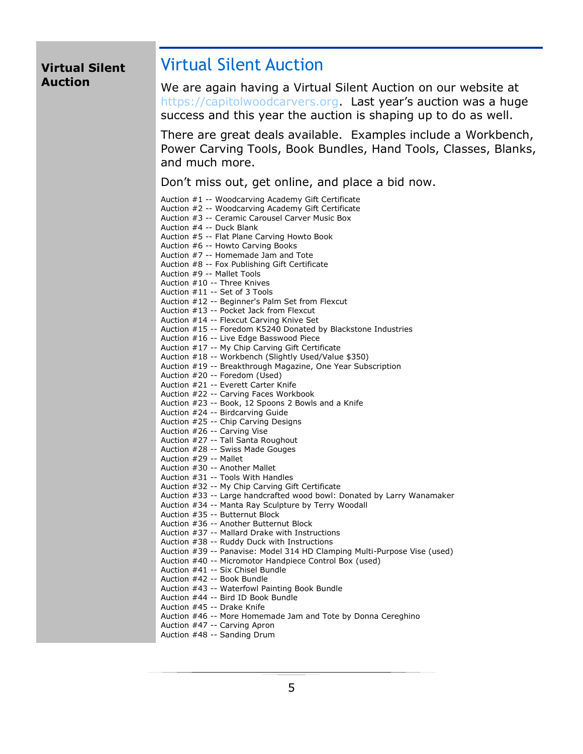## Virtual Silent Auction

# Virtual Silent Auction

We are again having a Virtual Silent Auction on our website at https://capitolwoodcarvers.org. Last year's auction was a huge success and this year the auction is shaping up to do as well.

There are great deals available. Examples include a Workbench, Power Carving Tools, Book Bundles, Hand Tools, Classes, Blanks, and much more.

Don't miss out, get online, and place a bid now.

Auction #1 -- Woodcarving Academy Gift Certificate
Auction #2 -- Woodcarving Academy Gift Certificate
Auction #3 -- Ceramic Carousel Carver Music Box
Auction #4 -- Duck Blank
Auction #5 -- Flat Plane Carving Howto Book
Auction #6 -- Howto Carving Books
Auction #7 -- Homemade Jam and Tote
Auction #8 -- Fox Publishing Gift Certificate
Auction #9 -- Mallet Tools
Auction #10 -- Three Knives
Auction #11 -- Set of 3 Tools
Auction #12 -- Beginner's Palm Set from Flexcut
Auction #13 -- Pocket Jack from Flexcut
Auction #14 -- Flexcut Carving Knive Set
Auction #15 -- Foredom K5240 Donated by Blackstone Industries
Auction #16 -- Live Edge Basswood Piece
Auction #17 -- My Chip Carving Gift Certificate
Auction #18 -- Workbench (Slightly Used/Value $350)
Auction #19 -- Breakthrough Magazine, One Year Subscription
Auction #20 -- Foredom (Used)
Auction #21 -- Everett Carter Knife
Auction #22 -- Carving Faces Workbook
Auction #23 -- Book, 12 Spoons 2 Bowls and a Knife
Auction #24 -- Birdcarving Guide
Auction #25 -- Chip Carving Designs
Auction #26 -- Carving Vise
Auction #27 -- Tall Santa Roughout
Auction #28 -- Swiss Made Gouges
Auction #29 -- Mallet
Auction #30 -- Another Mallet
Auction #31 -- Tools With Handles
Auction #32 -- My Chip Carving Gift Certificate
Auction #33 -- Large handcrafted wood bowl: Donated by Larry Wanamaker
Auction #34 -- Manta Ray Sculpture by Terry Woodall
Auction #35 -- Butternut Block
Auction #36 -- Another Butternut Block
Auction #37 -- Mallard Drake with Instructions
Auction #38 -- Ruddy Duck with Instructions
Auction #39 -- Panavise: Model 314 HD Clamping Multi-Purpose Vise (used)
Auction #40 -- Micromotor Handpiece Control Box (used)
Auction #41 -- Six Chisel Bundle
Auction #42 -- Book Bundle
Auction #43 -- Waterfowl Painting Book Bundle
Auction #44 -- Bird ID Book Bundle
Auction #45 -- Drake Knife
Auction #46 -- More Homemade Jam and Tote by Donna Cereghino
Auction #47 -- Carving Apron
Auction #48 -- Sanding Drum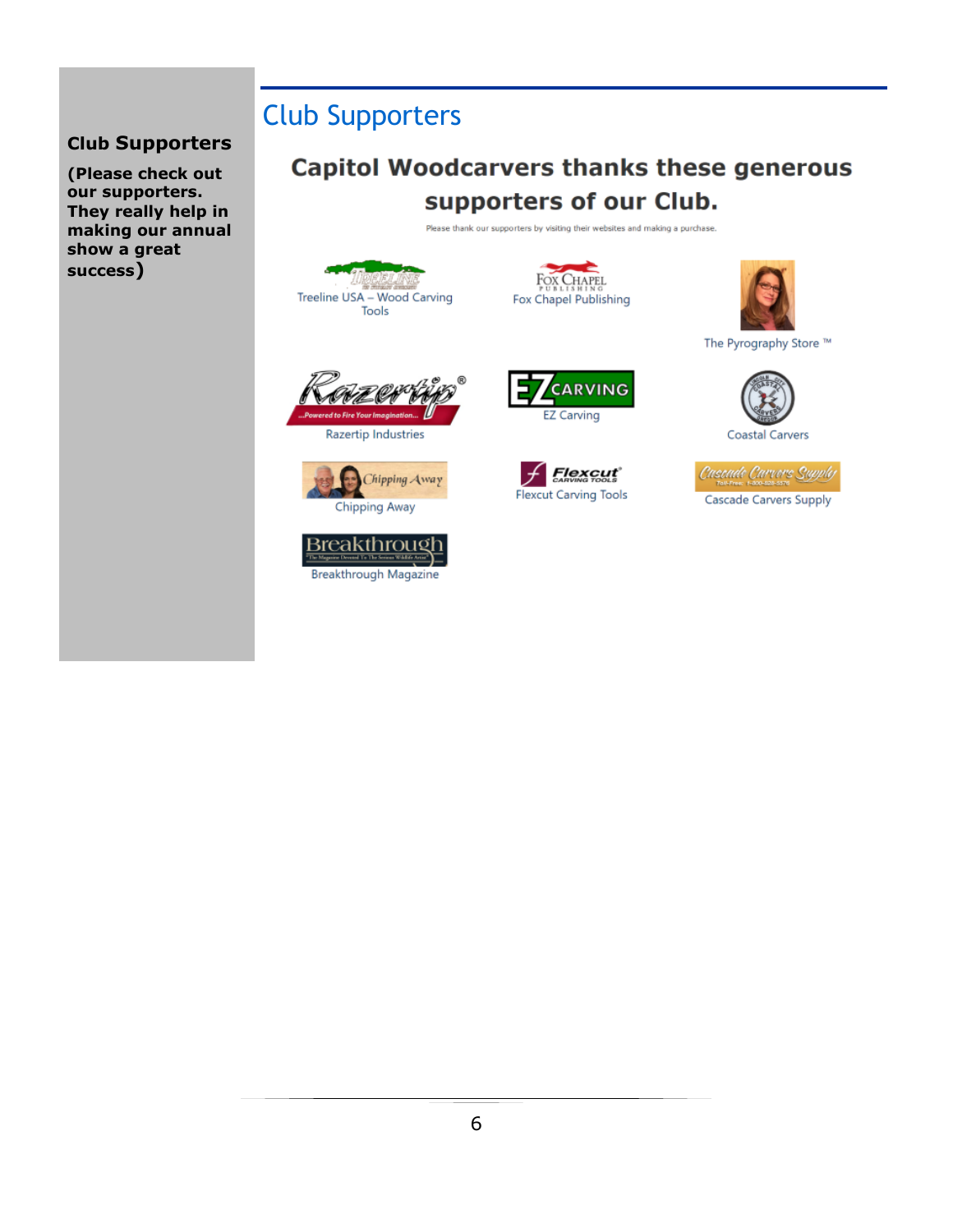**Club Supporters**

**(Please check out our supporters. They really help in making our annual show a great success)**

# Club Supporters

## Capitol Woodcarvers thanks these generous supporters of our Club.

Please thank our supporters by visiting their websites and making a purchase.

Treeline USA – Wood Carving Tools

Fox Chapel Publishing

The Pyrography Store ™

Razertip Industries

EZ Carving

Coastal Carvers

Chipping Away

Flexcut Carving Tools

Cascade Carvers Supply

Breakthrough Magazine